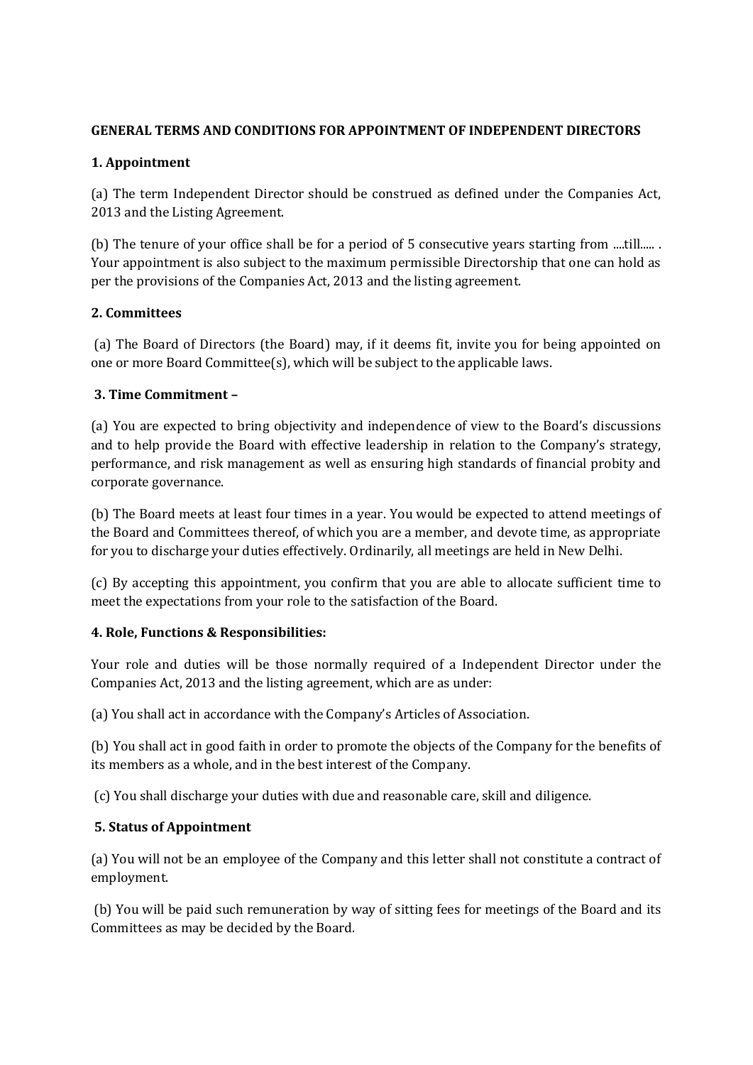**GENERAL TERMS AND CONDITIONS FOR APPOINTMENT OF INDEPENDENT DIRECTORS**

**1. Appointment**

(a) The term Independent Director should be construed as defined under the Companies Act, 2013 and the Listing Agreement.

(b) The tenure of your office shall be for a period of 5 consecutive years starting from ....till..... . Your appointment is also subject to the maximum permissible Directorship that one can hold as per the provisions of the Companies Act, 2013 and the listing agreement.

**2. Committees**

(a) The Board of Directors (the Board) may, if it deems fit, invite you for being appointed on one or more Board Committee(s), which will be subject to the applicable laws.

**3. Time Commitment –**

(a) You are expected to bring objectivity and independence of view to the Board's discussions and to help provide the Board with effective leadership in relation to the Company's strategy, performance, and risk management as well as ensuring high standards of financial probity and corporate governance.

(b) The Board meets at least four times in a year. You would be expected to attend meetings of the Board and Committees thereof, of which you are a member, and devote time, as appropriate for you to discharge your duties effectively. Ordinarily, all meetings are held in New Delhi.

(c) By accepting this appointment, you confirm that you are able to allocate sufficient time to meet the expectations from your role to the satisfaction of the Board.

**4. Role, Functions & Responsibilities:**

Your role and duties will be those normally required of a Independent Director under the Companies Act, 2013 and the listing agreement, which are as under:

(a) You shall act in accordance with the Company's Articles of Association.

(b) You shall act in good faith in order to promote the objects of the Company for the benefits of its members as a whole, and in the best interest of the Company.

(c) You shall discharge your duties with due and reasonable care, skill and diligence.

**5. Status of Appointment**

(a) You will not be an employee of the Company and this letter shall not constitute a contract of employment.

(b) You will be paid such remuneration by way of sitting fees for meetings of the Board and its Committees as may be decided by the Board.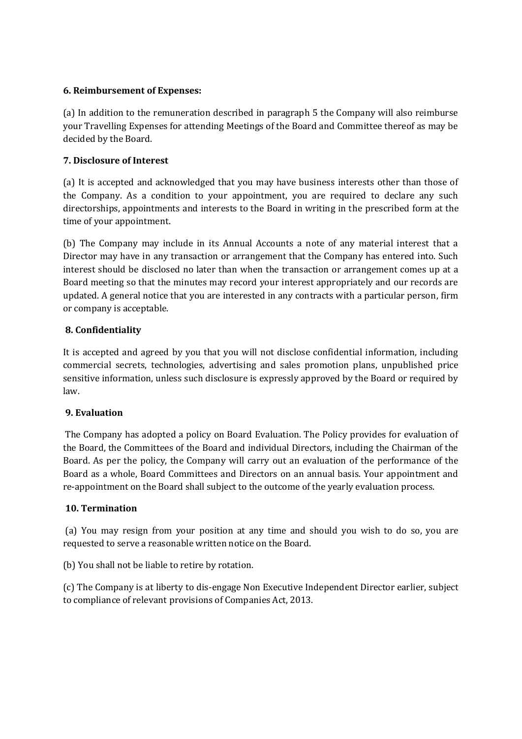**6. Reimbursement of Expenses:**

(a) In addition to the remuneration described in paragraph 5 the Company will also reimburse your Travelling Expenses for attending Meetings of the Board and Committee thereof as may be decided by the Board.

**7. Disclosure of Interest**

(a) It is accepted and acknowledged that you may have business interests other than those of the Company. As a condition to your appointment, you are required to declare any such directorships, appointments and interests to the Board in writing in the prescribed form at the time of your appointment.

(b) The Company may include in its Annual Accounts a note of any material interest that a Director may have in any transaction or arrangement that the Company has entered into. Such interest should be disclosed no later than when the transaction or arrangement comes up at a Board meeting so that the minutes may record your interest appropriately and our records are updated. A general notice that you are interested in any contracts with a particular person, firm or company is acceptable.

**8. Confidentiality**

It is accepted and agreed by you that you will not disclose confidential information, including commercial secrets, technologies, advertising and sales promotion plans, unpublished price sensitive information, unless such disclosure is expressly approved by the Board or required by law.

**9. Evaluation**

The Company has adopted a policy on Board Evaluation. The Policy provides for evaluation of the Board, the Committees of the Board and individual Directors, including the Chairman of the Board. As per the policy, the Company will carry out an evaluation of the performance of the Board as a whole, Board Committees and Directors on an annual basis. Your appointment and re-appointment on the Board shall subject to the outcome of the yearly evaluation process.

**10. Termination**

(a) You may resign from your position at any time and should you wish to do so, you are requested to serve a reasonable written notice on the Board.

(b) You shall not be liable to retire by rotation.

(c) The Company is at liberty to dis-engage Non Executive Independent Director earlier, subject to compliance of relevant provisions of Companies Act, 2013.